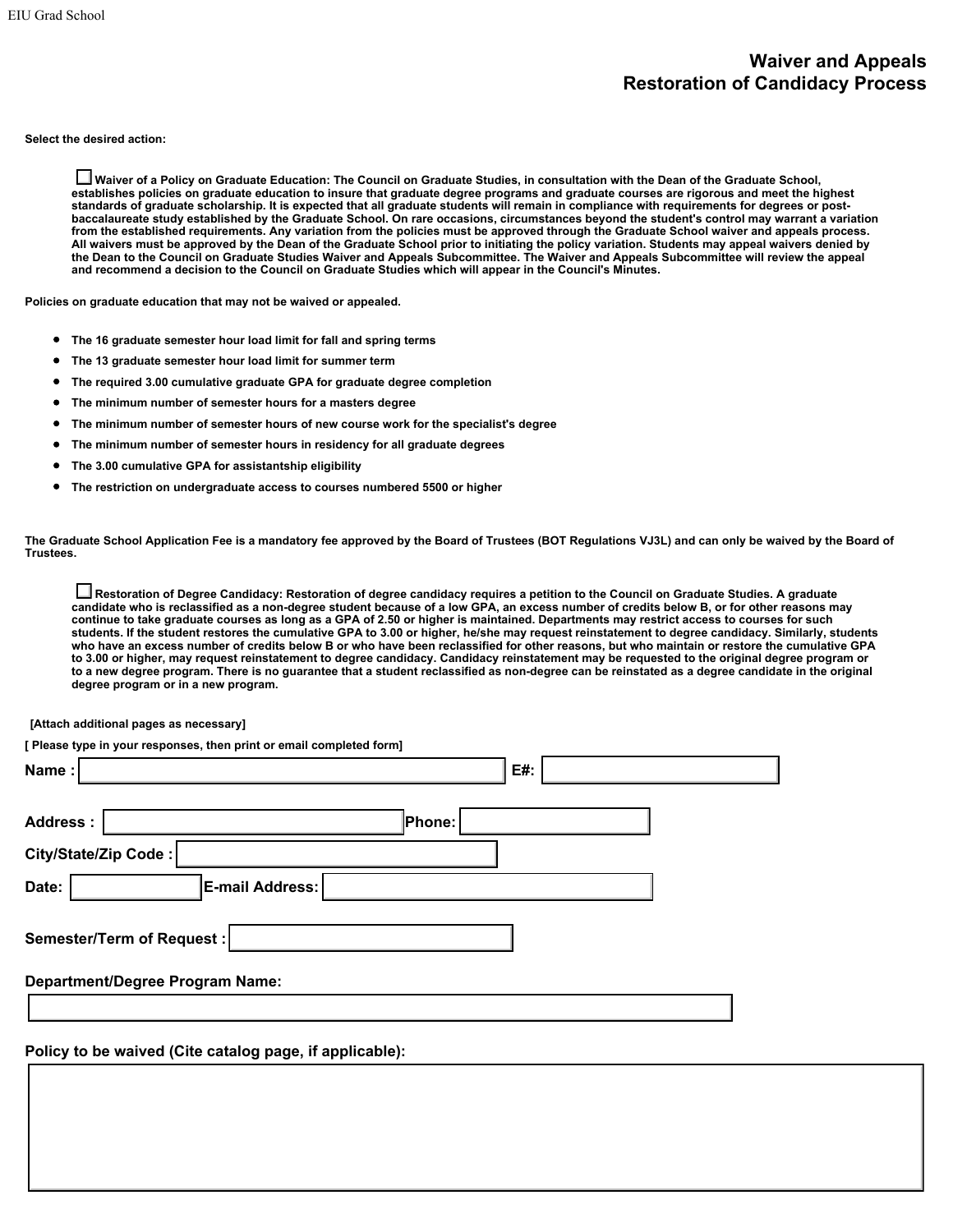# Waiver and Appeals
# Restoration of Candidacy Process

**Select the desired action:**

☐ **Waiver of a Policy on Graduate Education: The Council on Graduate Studies, in consultation with the Dean of the Graduate School, establishes policies on graduate education to insure that graduate degree programs and graduate courses are rigorous and meet the highest standards of graduate scholarship. It is expected that all graduate students will remain in compliance with requirements for degrees or post-baccalaureate study established by the Graduate School. On rare occasions, circumstances beyond the student's control may warrant a variation from the established requirements. Any variation from the policies must be approved through the Graduate School waiver and appeals process. All waivers must be approved by the Dean of the Graduate School prior to initiating the policy variation. Students may appeal waivers denied by the Dean to the Council on Graduate Studies Waiver and Appeals Subcommittee. The Waiver and Appeals Subcommittee will review the appeal and recommend a decision to the Council on Graduate Studies which will appear in the Council's Minutes.**

**Policies on graduate education that may not be waived or appealed.**

- **The 16 graduate semester hour load limit for fall and spring terms**
- **The 13 graduate semester hour load limit for summer term**
- **The required 3.00 cumulative graduate GPA for graduate degree completion**
- **The minimum number of semester hours for a masters degree**
- **The minimum number of semester hours of new course work for the specialist's degree**
- **The minimum number of semester hours in residency for all graduate degrees**
- **The 3.00 cumulative GPA for assistantship eligibility**
- **The restriction on undergraduate access to courses numbered 5500 or higher**

**The Graduate School Application Fee is a mandatory fee approved by the Board of Trustees (BOT Regulations VJ3L) and can only be waived by the Board of Trustees.**

☐ **Restoration of Degree Candidacy: Restoration of degree candidacy requires a petition to the Council on Graduate Studies. A graduate candidate who is reclassified as a non-degree student because of a low GPA, an excess number of credits below B, or for other reasons may continue to take graduate courses as long as a GPA of 2.50 or higher is maintained. Departments may restrict access to courses for such students. If the student restores the cumulative GPA to 3.00 or higher, he/she may request reinstatement to degree candidacy. Similarly, students who have an excess number of credits below B or who have been reclassified for other reasons, but who maintain or restore the cumulative GPA to 3.00 or higher, may request reinstatement to degree candidacy. Candidacy reinstatement may be requested to the original degree program or to a new degree program. There is no guarantee that a student reclassified as non-degree can be reinstated as a degree candidate in the original degree program or in a new program.**

**[Attach additional pages as necessary]**

**[ Please type in your responses, then print or email completed form]**

**Name :** ____________________ **E#:** ____________________

**Address :** ____________________ **Phone:** ____________________

**City/State/Zip Code :** ____________________

**Date:** ____________ **E-mail Address:** ____________________

**Semester/Term of Request :** ____________________

**Department/Degree Program Name:**

____________________

**Policy to be waived (Cite catalog page, if applicable):**

____________________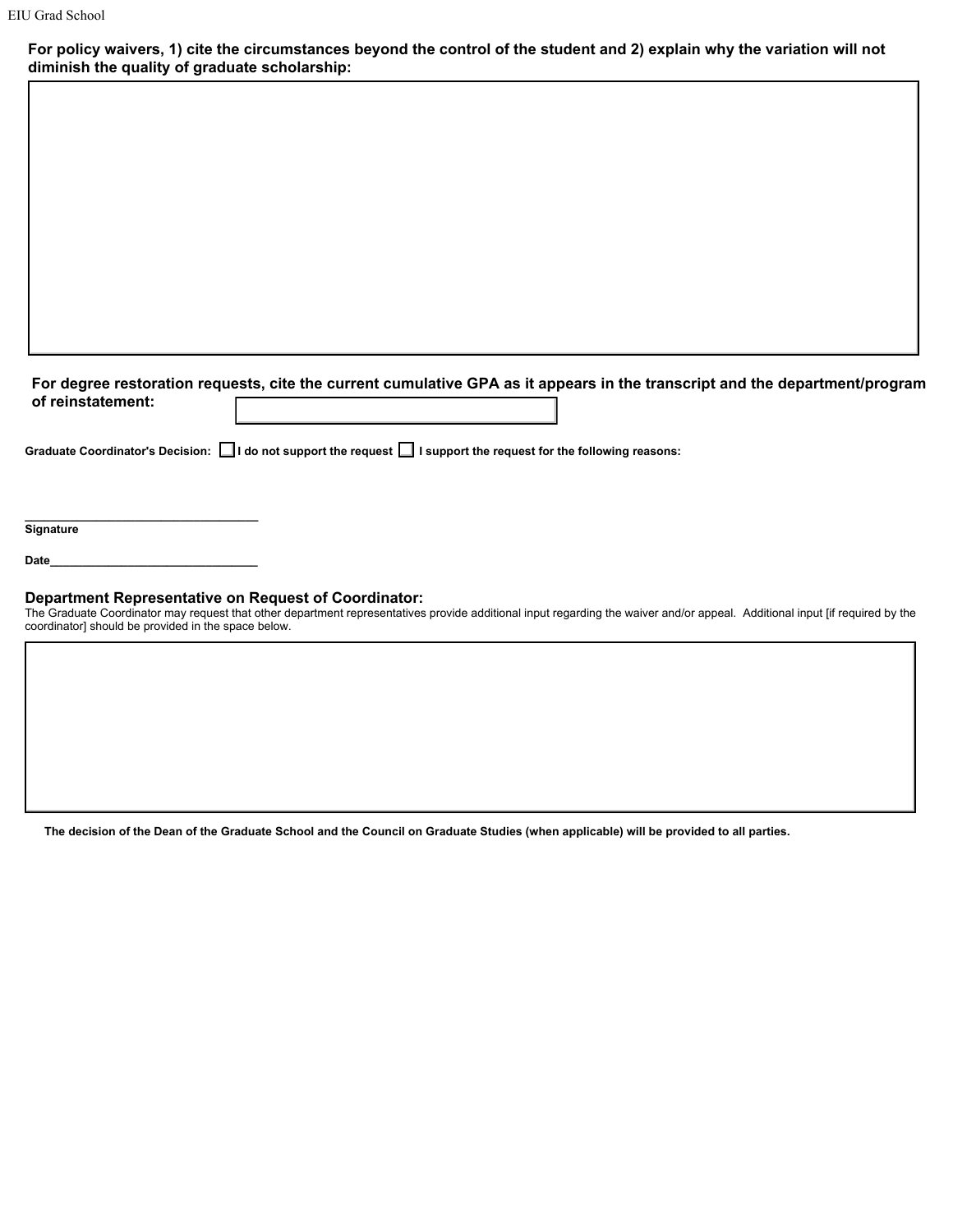**For policy waivers, 1) cite the circumstances beyond the control of the student and 2) explain why the variation will not diminish the quality of graduate scholarship:**

**For degree restoration requests, cite the current cumulative GPA as it appears in the transcript and the department/program of reinstatement:**

**Graduate Coordinator's Decision:** ☐ **I do not support the request** ☐ **I support the request for the following reasons:**

___________________________________
**Signature**

**Date**_______________________________

### Department Representative on Request of Coordinator:

The Graduate Coordinator may request that other department representatives provide additional input regarding the waiver and/or appeal. Additional input [if required by the coordinator] should be provided in the space below.

**The decision of the Dean of the Graduate School and the Council on Graduate Studies (when applicable) will be provided to all parties.**